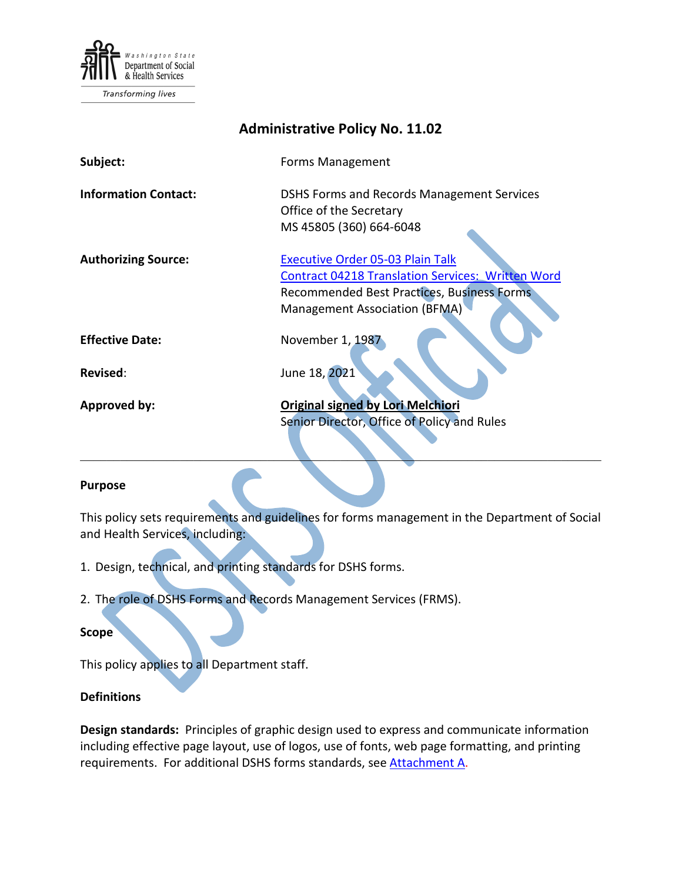Washington State Department of Social & Health Services

*Transforming lives*

# Administrative Policy No. 11.02

| | |
|---|---|
| **Subject:** | Forms Management |
| **Information Contact:** | DSHS Forms and Records Management Services<br>Office of the Secretary<br>MS 45805 (360) 664-6048 |
| **Authorizing Source:** | Executive Order 05-03 Plain Talk<br>Contract 04218 Translation Services: Written Word<br>Recommended Best Practices, Business Forms Management Association (BFMA) |
| **Effective Date:** | November 1, 1987 |
| **Revised:** | June 18, 2021 |
| **Approved by:** | **Original signed by Lori Melchiori**<br>Senior Director, Office of Policy and Rules |

---

## Purpose

This policy sets requirements and guidelines for forms management in the Department of Social and Health Services, including:

1. Design, technical, and printing standards for DSHS forms.

2. The role of DSHS Forms and Records Management Services (FRMS).

## Scope

This policy applies to all Department staff.

## Definitions

**Design standards:** Principles of graphic design used to express and communicate information including effective page layout, use of logos, use of fonts, web page formatting, and printing requirements. For additional DSHS forms standards, see Attachment A.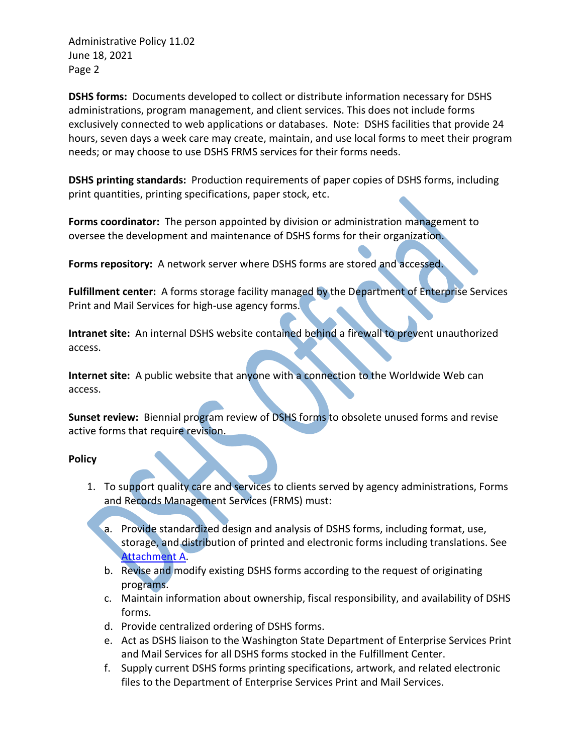**DSHS forms:** Documents developed to collect or distribute information necessary for DSHS administrations, program management, and client services. This does not include forms exclusively connected to web applications or databases. Note: DSHS facilities that provide 24 hours, seven days a week care may create, maintain, and use local forms to meet their program needs; or may choose to use DSHS FRMS services for their forms needs.

**DSHS printing standards:** Production requirements of paper copies of DSHS forms, including print quantities, printing specifications, paper stock, etc.

**Forms coordinator:** The person appointed by division or administration management to oversee the development and maintenance of DSHS forms for their organization.

**Forms repository:** A network server where DSHS forms are stored and accessed.

**Fulfillment center:** A forms storage facility managed by the Department of Enterprise Services Print and Mail Services for high-use agency forms.

**Intranet site:** An internal DSHS website contained behind a firewall to prevent unauthorized access.

**Internet site:** A public website that anyone with a connection to the Worldwide Web can access.

**Sunset review:** Biennial program review of DSHS forms to obsolete unused forms and revise active forms that require revision.

**Policy**

1. To support quality care and services to clients served by agency administrations, Forms and Records Management Services (FRMS) must:

   a. Provide standardized design and analysis of DSHS forms, including format, use, storage, and distribution of printed and electronic forms including translations. See Attachment A.
   b. Revise and modify existing DSHS forms according to the request of originating programs.
   c. Maintain information about ownership, fiscal responsibility, and availability of DSHS forms.
   d. Provide centralized ordering of DSHS forms.
   e. Act as DSHS liaison to the Washington State Department of Enterprise Services Print and Mail Services for all DSHS forms stocked in the Fulfillment Center.
   f. Supply current DSHS forms printing specifications, artwork, and related electronic files to the Department of Enterprise Services Print and Mail Services.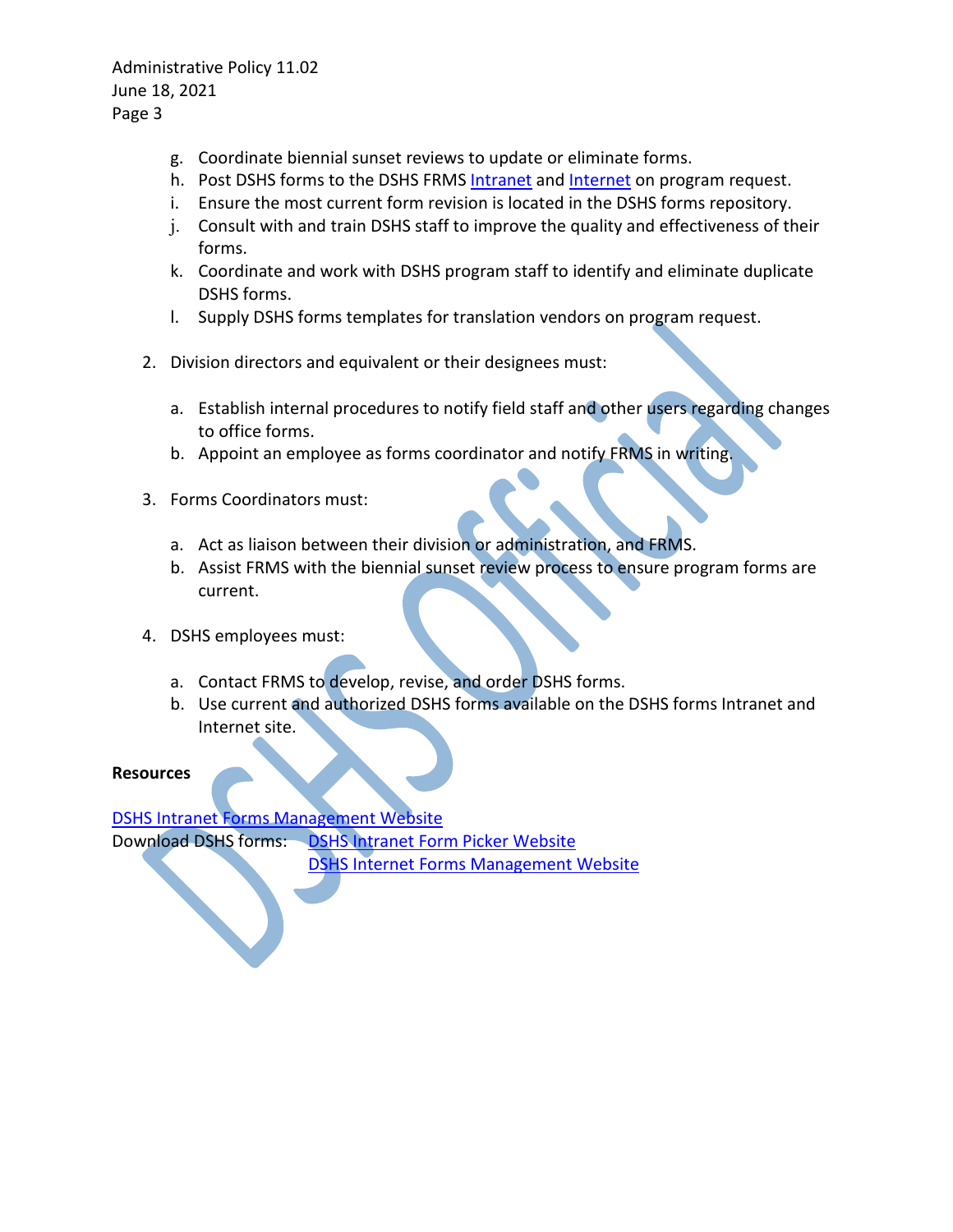g. Coordinate biennial sunset reviews to update or eliminate forms.
   h. Post DSHS forms to the DSHS FRMS Intranet and Internet on program request.
   i. Ensure the most current form revision is located in the DSHS forms repository.
   j. Consult with and train DSHS staff to improve the quality and effectiveness of their forms.
   k. Coordinate and work with DSHS program staff to identify and eliminate duplicate DSHS forms.
   l. Supply DSHS forms templates for translation vendors on program request.

2. Division directors and equivalent or their designees must:

   a. Establish internal procedures to notify field staff and other users regarding changes to office forms.
   b. Appoint an employee as forms coordinator and notify FRMS in writing.

3. Forms Coordinators must:

   a. Act as liaison between their division or administration, and FRMS.
   b. Assist FRMS with the biennial sunset review process to ensure program forms are current.

4. DSHS employees must:

   a. Contact FRMS to develop, revise, and order DSHS forms.
   b. Use current and authorized DSHS forms available on the DSHS forms Intranet and Internet site.

**Resources**

DSHS Intranet Forms Management Website

Download DSHS forms: DSHS Intranet Form Picker Website
DSHS Internet Forms Management Website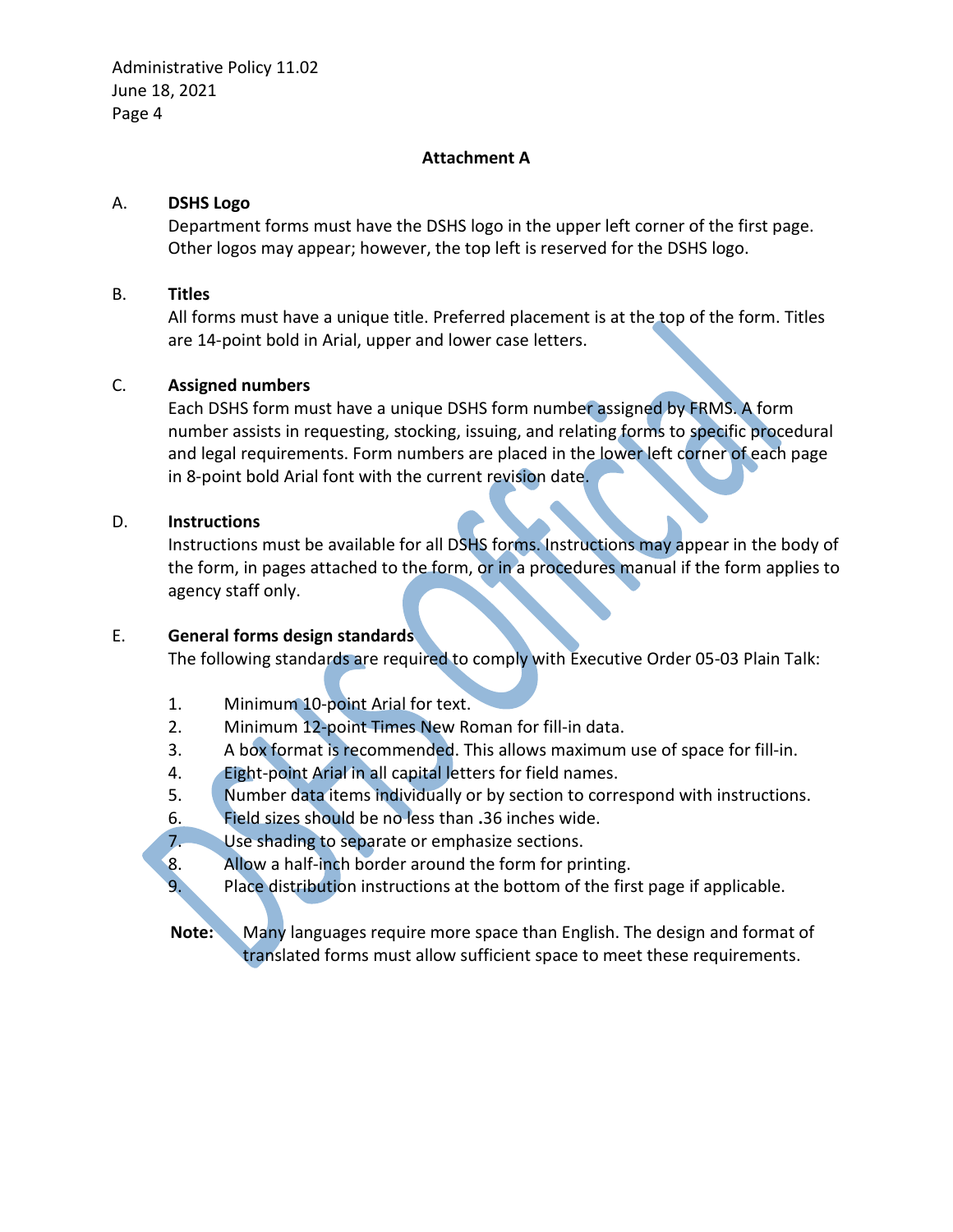## Attachment A

**A. DSHS Logo**

Department forms must have the DSHS logo in the upper left corner of the first page. Other logos may appear; however, the top left is reserved for the DSHS logo.

**B. Titles**

All forms must have a unique title. Preferred placement is at the top of the form. Titles are 14-point bold in Arial, upper and lower case letters.

**C. Assigned numbers**

Each DSHS form must have a unique DSHS form number assigned by FRMS. A form number assists in requesting, stocking, issuing, and relating forms to specific procedural and legal requirements. Form numbers are placed in the lower left corner of each page in 8-point bold Arial font with the current revision date.

**D. Instructions**

Instructions must be available for all DSHS forms. Instructions may appear in the body of the form, in pages attached to the form, or in a procedures manual if the form applies to agency staff only.

**E. General forms design standards**

The following standards are required to comply with Executive Order 05-03 Plain Talk:

1. Minimum 10-point Arial for text.
2. Minimum 12-point Times New Roman for fill-in data.
3. A box format is recommended. This allows maximum use of space for fill-in.
4. Eight-point Arial in all capital letters for field names.
5. Number data items individually or by section to correspond with instructions.
6. Field sizes should be no less than **.**36 inches wide.
7. Use shading to separate or emphasize sections.
8. Allow a half-inch border around the form for printing.
9. Place distribution instructions at the bottom of the first page if applicable.

**Note:** Many languages require more space than English. The design and format of translated forms must allow sufficient space to meet these requirements.